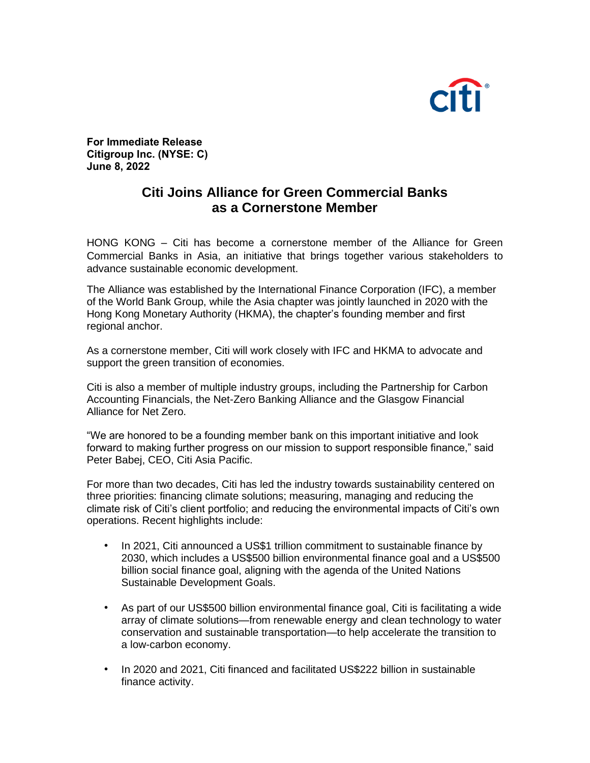**For Immediate Release**
**Citigroup Inc. (NYSE: C)**
**June 8, 2022**

# Citi Joins Alliance for Green Commercial Banks as a Cornerstone Member

HONG KONG – Citi has become a cornerstone member of the Alliance for Green Commercial Banks in Asia, an initiative that brings together various stakeholders to advance sustainable economic development.

The Alliance was established by the International Finance Corporation (IFC), a member of the World Bank Group, while the Asia chapter was jointly launched in 2020 with the Hong Kong Monetary Authority (HKMA), the chapter's founding member and first regional anchor.

As a cornerstone member, Citi will work closely with IFC and HKMA to advocate and support the green transition of economies.

Citi is also a member of multiple industry groups, including the Partnership for Carbon Accounting Financials, the Net-Zero Banking Alliance and the Glasgow Financial Alliance for Net Zero.

"We are honored to be a founding member bank on this important initiative and look forward to making further progress on our mission to support responsible finance," said Peter Babej, CEO, Citi Asia Pacific.

For more than two decades, Citi has led the industry towards sustainability centered on three priorities: financing climate solutions; measuring, managing and reducing the climate risk of Citi's client portfolio; and reducing the environmental impacts of Citi's own operations. Recent highlights include:

- In 2021, Citi announced a US$1 trillion commitment to sustainable finance by 2030, which includes a US$500 billion environmental finance goal and a US$500 billion social finance goal, aligning with the agenda of the United Nations Sustainable Development Goals.
- As part of our US$500 billion environmental finance goal, Citi is facilitating a wide array of climate solutions—from renewable energy and clean technology to water conservation and sustainable transportation—to help accelerate the transition to a low-carbon economy.
- In 2020 and 2021, Citi financed and facilitated US$222 billion in sustainable finance activity.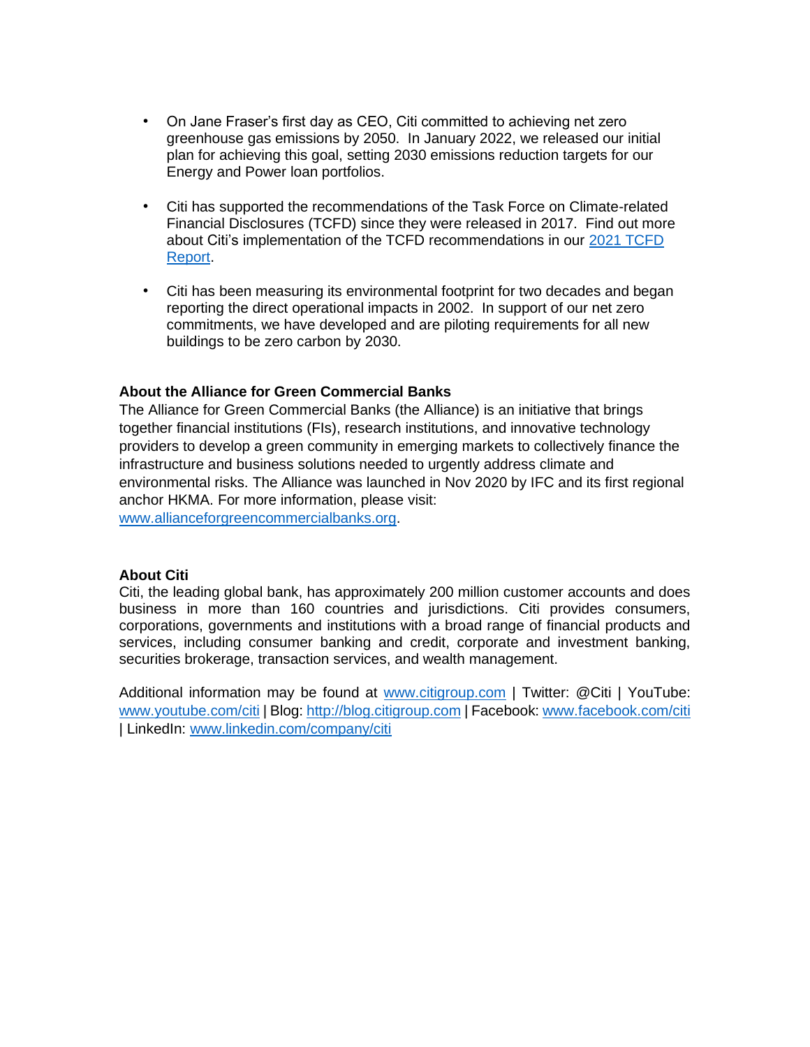- On Jane Fraser's first day as CEO, Citi committed to achieving net zero greenhouse gas emissions by 2050. In January 2022, we released our initial plan for achieving this goal, setting 2030 emissions reduction targets for our Energy and Power loan portfolios.

- Citi has supported the recommendations of the Task Force on Climate-related Financial Disclosures (TCFD) since they were released in 2017. Find out more about Citi's implementation of the TCFD recommendations in our 2021 TCFD Report.

- Citi has been measuring its environmental footprint for two decades and began reporting the direct operational impacts in 2002. In support of our net zero commitments, we have developed and are piloting requirements for all new buildings to be zero carbon by 2030.

**About the Alliance for Green Commercial Banks**

The Alliance for Green Commercial Banks (the Alliance) is an initiative that brings together financial institutions (FIs), research institutions, and innovative technology providers to develop a green community in emerging markets to collectively finance the infrastructure and business solutions needed to urgently address climate and environmental risks. The Alliance was launched in Nov 2020 by IFC and its first regional anchor HKMA. For more information, please visit: www.allianceforgreencommercialbanks.org.

**About Citi**

Citi, the leading global bank, has approximately 200 million customer accounts and does business in more than 160 countries and jurisdictions. Citi provides consumers, corporations, governments and institutions with a broad range of financial products and services, including consumer banking and credit, corporate and investment banking, securities brokerage, transaction services, and wealth management.

Additional information may be found at www.citigroup.com | Twitter: @Citi | YouTube: www.youtube.com/citi | Blog: http://blog.citigroup.com | Facebook: www.facebook.com/citi | LinkedIn: www.linkedin.com/company/citi